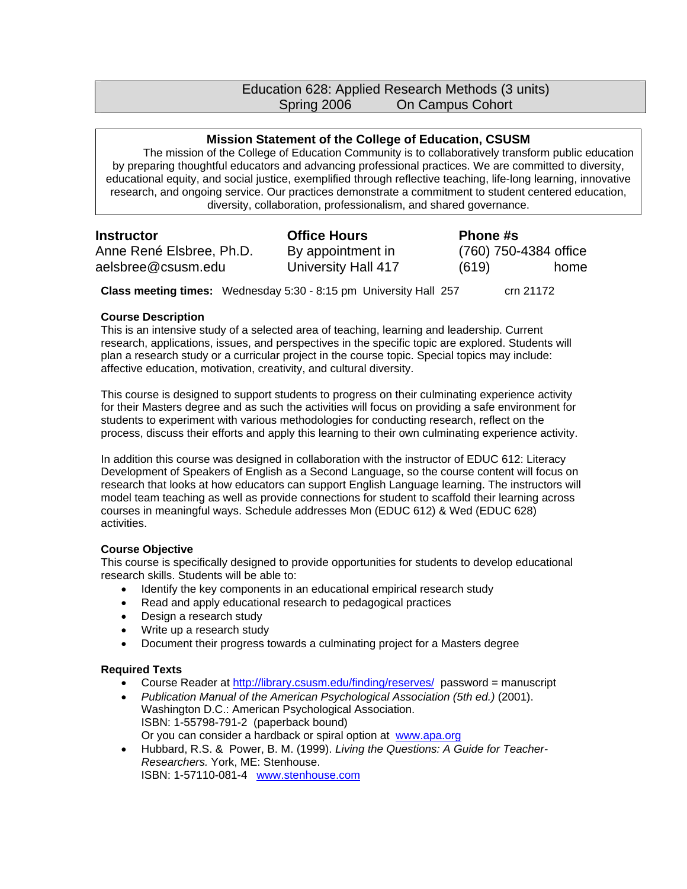# Education 628: Applied Research Methods (3 units)

Spring 2006 On Campus Cohort

**Mission Statement of the College of Education, CSUSM**

The mission of the College of Education Community is to collaboratively transform public education by preparing thoughtful educators and advancing professional practices. We are committed to diversity, educational equity, and social justice, exemplified through reflective teaching, life-long learning, innovative research, and ongoing service. Our practices demonstrate a commitment to student centered education, diversity, collaboration, professionalism, and shared governance.

| **Instructor** | **Office Hours** | **Phone #s** |
|---|---|---|
| Anne René Elsbree, Ph.D. | By appointment in | (760) 750-4384 office |
| aelsbree@csusm.edu | University Hall 417 | (619) home |

**Class meeting times:** Wednesday 5:30 - 8:15 pm University Hall 257 crn 21172

**Course Description**

This is an intensive study of a selected area of teaching, learning and leadership. Current research, applications, issues, and perspectives in the specific topic are explored. Students will plan a research study or a curricular project in the course topic. Special topics may include: affective education, motivation, creativity, and cultural diversity.

This course is designed to support students to progress on their culminating experience activity for their Masters degree and as such the activities will focus on providing a safe environment for students to experiment with various methodologies for conducting research, reflect on the process, discuss their efforts and apply this learning to their own culminating experience activity.

In addition this course was designed in collaboration with the instructor of EDUC 612: Literacy Development of Speakers of English as a Second Language, so the course content will focus on research that looks at how educators can support English Language learning. The instructors will model team teaching as well as provide connections for student to scaffold their learning across courses in meaningful ways. Schedule addresses Mon (EDUC 612) & Wed (EDUC 628) activities.

**Course Objective**

This course is specifically designed to provide opportunities for students to develop educational research skills. Students will be able to:

- Identify the key components in an educational empirical research study
- Read and apply educational research to pedagogical practices
- Design a research study
- Write up a research study
- Document their progress towards a culminating project for a Masters degree

**Required Texts**

- Course Reader at http://library.csusm.edu/finding/reserves/ password = manuscript
- *Publication Manual of the American Psychological Association (5th ed.)* (2001). Washington D.C.: American Psychological Association.
  ISBN: 1-55798-791-2 (paperback bound)
  Or you can consider a hardback or spiral option at www.apa.org
- Hubbard, R.S. & Power, B. M. (1999). *Living the Questions: A Guide for Teacher-Researchers.* York, ME: Stenhouse.
  ISBN: 1-57110-081-4 www.stenhouse.com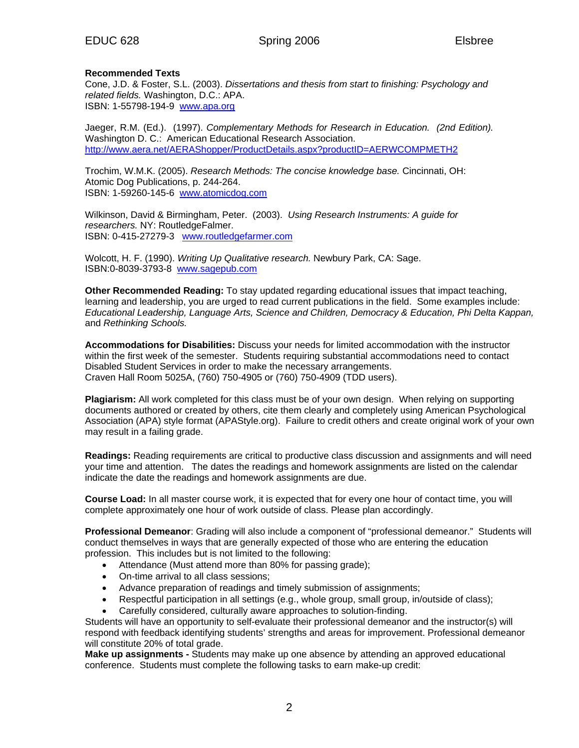**Recommended Texts**

Cone, J.D. & Foster, S.L. (2003). *Dissertations and thesis from start to finishing: Psychology and related fields.* Washington, D.C.: APA.
ISBN: 1-55798-194-9 [www.apa.org](www.apa.org)

Jaeger, R.M. (Ed.). (1997). *Complementary Methods for Research in Education. (2nd Edition).* Washington D. C.: American Educational Research Association.
[http://www.aera.net/AERAShopper/ProductDetails.aspx?productID=AERWCOMPMETH2](http://www.aera.net/AERAShopper/ProductDetails.aspx?productID=AERWCOMPMETH2)

Trochim, W.M.K. (2005). *Research Methods: The concise knowledge base.* Cincinnati, OH: Atomic Dog Publications, p. 244-264.
ISBN: 1-59260-145-6 [www.atomicdog.com](www.atomicdog.com)

Wilkinson, David & Birmingham, Peter. (2003). *Using Research Instruments: A guide for researchers.* NY: RoutledgeFalmer.
ISBN: 0-415-27279-3 [www.routledgefarmer.com](www.routledgefarmer.com)

Wolcott, H. F. (1990). *Writing Up Qualitative research.* Newbury Park, CA: Sage.
ISBN:0-8039-3793-8 [www.sagepub.com](www.sagepub.com)

**Other Recommended Reading:** To stay updated regarding educational issues that impact teaching, learning and leadership, you are urged to read current publications in the field. Some examples include: *Educational Leadership, Language Arts, Science and Children, Democracy & Education, Phi Delta Kappan,* and *Rethinking Schools.*

**Accommodations for Disabilities:** Discuss your needs for limited accommodation with the instructor within the first week of the semester. Students requiring substantial accommodations need to contact Disabled Student Services in order to make the necessary arrangements.
Craven Hall Room 5025A, (760) 750-4905 or (760) 750-4909 (TDD users).

**Plagiarism:** All work completed for this class must be of your own design. When relying on supporting documents authored or created by others, cite them clearly and completely using American Psychological Association (APA) style format (APAStyle.org). Failure to credit others and create original work of your own may result in a failing grade.

**Readings:** Reading requirements are critical to productive class discussion and assignments and will need your time and attention. The dates the readings and homework assignments are listed on the calendar indicate the date the readings and homework assignments are due.

**Course Load:** In all master course work, it is expected that for every one hour of contact time, you will complete approximately one hour of work outside of class. Please plan accordingly.

**Professional Demeanor**: Grading will also include a component of "professional demeanor." Students will conduct themselves in ways that are generally expected of those who are entering the education profession. This includes but is not limited to the following:

- Attendance (Must attend more than 80% for passing grade);
- On-time arrival to all class sessions;
- Advance preparation of readings and timely submission of assignments;
- Respectful participation in all settings (e.g., whole group, small group, in/outside of class);
- Carefully considered, culturally aware approaches to solution-finding.

Students will have an opportunity to self-evaluate their professional demeanor and the instructor(s) will respond with feedback identifying students' strengths and areas for improvement. Professional demeanor will constitute 20% of total grade.

**Make up assignments -** Students may make up one absence by attending an approved educational conference. Students must complete the following tasks to earn make-up credit: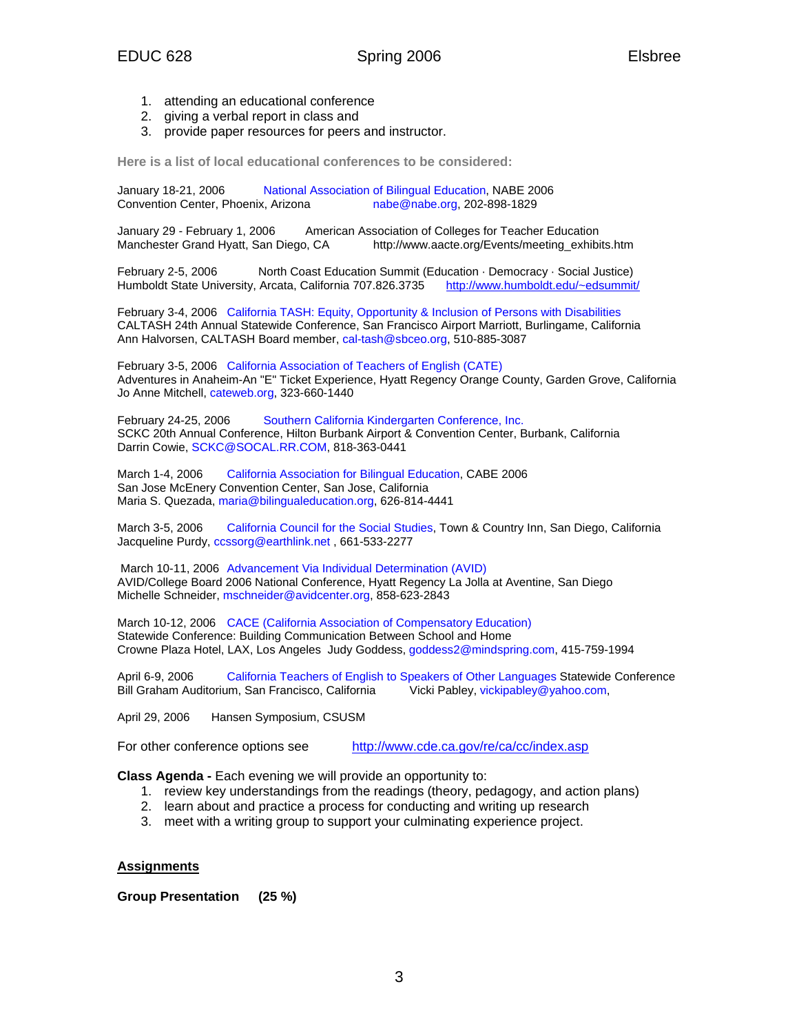1. attending an educational conference
2. giving a verbal report in class and
3. provide paper resources for peers and instructor.

**Here is a list of local educational conferences to be considered:**

January 18-21, 2006 National Association of Bilingual Education, NABE 2006
Convention Center, Phoenix, Arizona nabe@nabe.org, 202-898-1829

January 29 - February 1, 2006 American Association of Colleges for Teacher Education
Manchester Grand Hyatt, San Diego, CA http://www.aacte.org/Events/meeting_exhibits.htm

February 2-5, 2006 North Coast Education Summit (Education · Democracy · Social Justice)
Humboldt State University, Arcata, California 707.826.3735 http://www.humboldt.edu/~edsummit/

February 3-4, 2006 California TASH: Equity, Opportunity & Inclusion of Persons with Disabilities
CALTASH 24th Annual Statewide Conference, San Francisco Airport Marriott, Burlingame, California
Ann Halvorsen, CALTASH Board member, cal-tash@sbceo.org, 510-885-3087

February 3-5, 2006 California Association of Teachers of English (CATE)
Adventures in Anaheim-An "E" Ticket Experience, Hyatt Regency Orange County, Garden Grove, California
Jo Anne Mitchell, cateweb.org, 323-660-1440

February 24-25, 2006 Southern California Kindergarten Conference, Inc.
SCKC 20th Annual Conference, Hilton Burbank Airport & Convention Center, Burbank, California
Darrin Cowie, SCKC@SOCAL.RR.COM, 818-363-0441

March 1-4, 2006 California Association for Bilingual Education, CABE 2006
San Jose McEnery Convention Center, San Jose, California
Maria S. Quezada, maria@bilingualeducation.org, 626-814-4441

March 3-5, 2006 California Council for the Social Studies, Town & Country Inn, San Diego, California
Jacqueline Purdy, ccssorg@earthlink.net , 661-533-2277

March 10-11, 2006 Advancement Via Individual Determination (AVID)
AVID/College Board 2006 National Conference, Hyatt Regency La Jolla at Aventine, San Diego
Michelle Schneider, mschneider@avidcenter.org, 858-623-2843

March 10-12, 2006 CACE (California Association of Compensatory Education)
Statewide Conference: Building Communication Between School and Home
Crowne Plaza Hotel, LAX, Los Angeles Judy Goddess, goddess2@mindspring.com, 415-759-1994

April 6-9, 2006 California Teachers of English to Speakers of Other Languages Statewide Conference
Bill Graham Auditorium, San Francisco, California Vicki Pabley, vickipabley@yahoo.com,

April 29, 2006 Hansen Symposium, CSUSM

For other conference options see http://www.cde.ca.gov/re/ca/cc/index.asp

**Class Agenda -** Each evening we will provide an opportunity to:

1. review key understandings from the readings (theory, pedagogy, and action plans)
2. learn about and practice a process for conducting and writing up research
3. meet with a writing group to support your culminating experience project.

## Assignments

**Group Presentation (25 %)**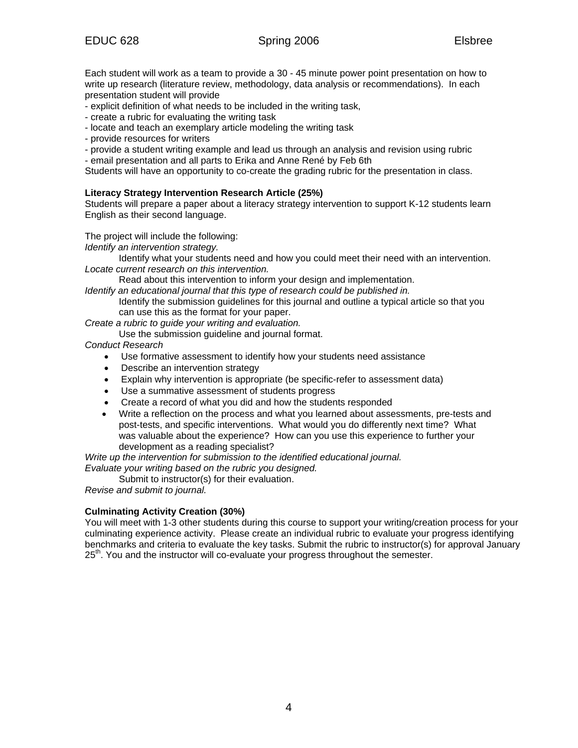Each student will work as a team to provide a 30 - 45 minute power point presentation on how to write up research (literature review, methodology, data analysis or recommendations). In each presentation student will provide

- explicit definition of what needs to be included in the writing task,
- create a rubric for evaluating the writing task
- locate and teach an exemplary article modeling the writing task
- provide resources for writers
- provide a student writing example and lead us through an analysis and revision using rubric
- email presentation and all parts to Erika and Anne René by Feb 6th

Students will have an opportunity to co-create the grading rubric for the presentation in class.

**Literacy Strategy Intervention Research Article (25%)**

Students will prepare a paper about a literacy strategy intervention to support K-12 students learn English as their second language.

The project will include the following:

*Identify an intervention strategy.*

Identify what your students need and how you could meet their need with an intervention.

*Locate current research on this intervention.*

Read about this intervention to inform your design and implementation.

*Identify an educational journal that this type of research could be published in.*

Identify the submission guidelines for this journal and outline a typical article so that you can use this as the format for your paper.

*Create a rubric to guide your writing and evaluation.*

Use the submission guideline and journal format.

*Conduct Research*

- Use formative assessment to identify how your students need assistance
- Describe an intervention strategy
- Explain why intervention is appropriate (be specific-refer to assessment data)
- Use a summative assessment of students progress
- Create a record of what you did and how the students responded
- Write a reflection on the process and what you learned about assessments, pre-tests and post-tests, and specific interventions. What would you do differently next time? What was valuable about the experience? How can you use this experience to further your development as a reading specialist?

*Write up the intervention for submission to the identified educational journal.*

*Evaluate your writing based on the rubric you designed.*

Submit to instructor(s) for their evaluation.

*Revise and submit to journal.*

**Culminating Activity Creation (30%)**

You will meet with 1-3 other students during this course to support your writing/creation process for your culminating experience activity. Please create an individual rubric to evaluate your progress identifying benchmarks and criteria to evaluate the key tasks. Submit the rubric to instructor(s) for approval January 25th. You and the instructor will co-evaluate your progress throughout the semester.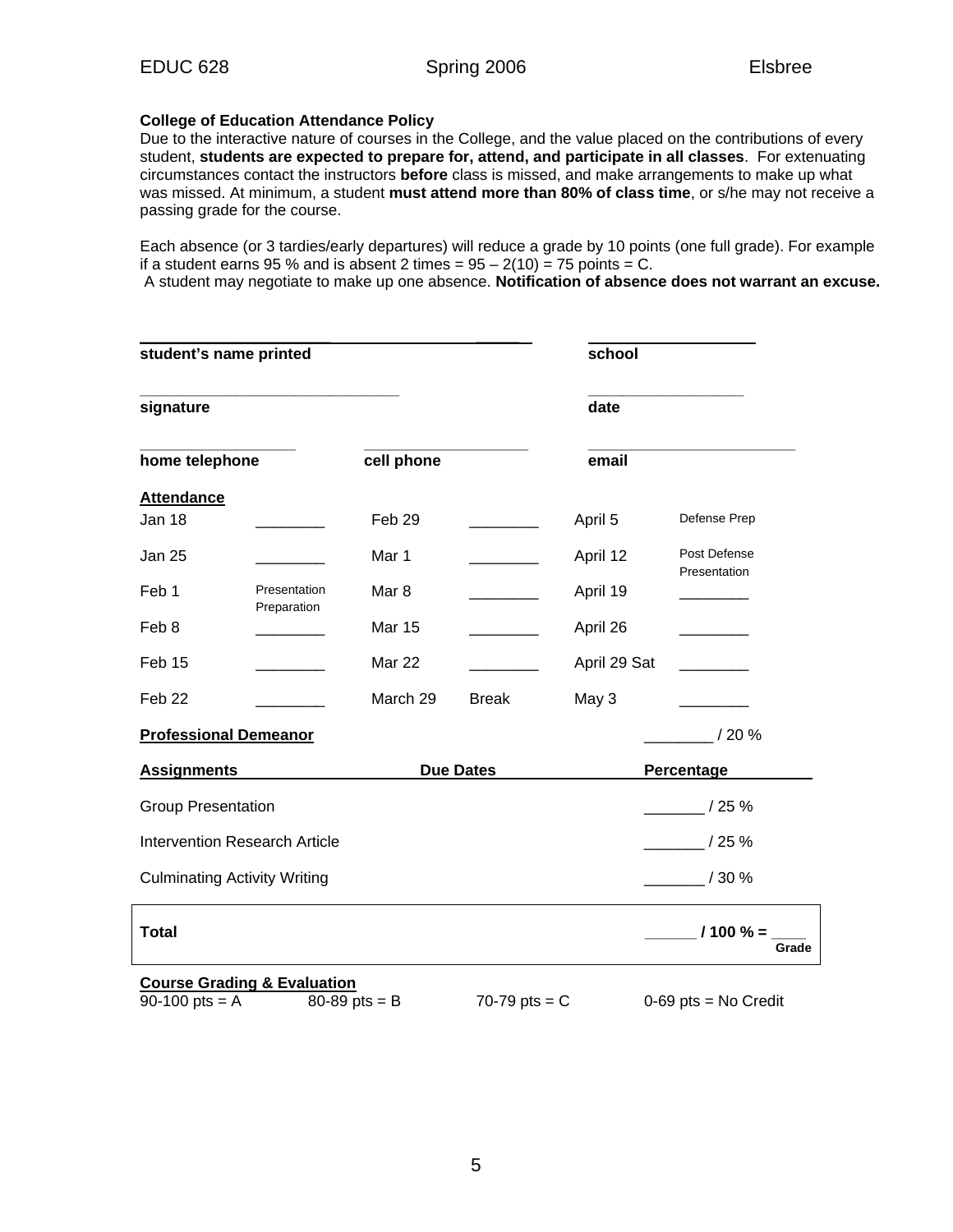**College of Education Attendance Policy**

Due to the interactive nature of courses in the College, and the value placed on the contributions of every student, **students are expected to prepare for, attend, and participate in all classes**. For extenuating circumstances contact the instructors **before** class is missed, and make arrangements to make up what was missed. At minimum, a student **must attend more than 80% of class time**, or s/he may not receive a passing grade for the course.

Each absence (or 3 tardies/early departures) will reduce a grade by 10 points (one full grade). For example if a student earns 95 % and is absent 2 times = 95 – 2(10) = 75 points = C.

A student may negotiate to make up one absence. **Notification of absence does not warrant an excuse.**

| | | |
|---|---|---|
| ______________________________ **student's name printed** | | ____________________ **school** |
| ______________________________ **signature** | | ____________________ **date** |
| ____________________ **home telephone** | ____________________ **cell phone** | ____________________ **email** |

**Attendance**

| | | | | | |
|---|---|---|---|---|---|
| Jan 18 | ________ | Feb 29 | ________ | April 5 | Defense Prep |
| Jan 25 | ________ | Mar 1 | ________ | April 12 | Post Defense Presentation |
| Feb 1 | Presentation Preparation | Mar 8 | ________ | April 19 | ________ |
| Feb 8 | ________ | Mar 15 | ________ | April 26 | ________ |
| Feb 15 | ________ | Mar 22 | ________ | April 29 Sat | ________ |
| Feb 22 | ________ | March 29 | Break | May 3 | ________ |

**Professional Demeanor** ________ / 20 %

| **Assignments** | **Due Dates** | **Percentage** |
|---|---|---|
| Group Presentation | | _______ / 25 % |
| Intervention Research Article | | _______ / 25 % |
| Culminating Activity Writing | | _______ / 30 % |
| **Total** | | **______ / 100 % = ____ Grade** |

**Course Grading & Evaluation**

| | | | |
|---|---|---|---|
| 90-100 pts = A | 80-89 pts = B | 70-79 pts = C | 0-69 pts = No Credit |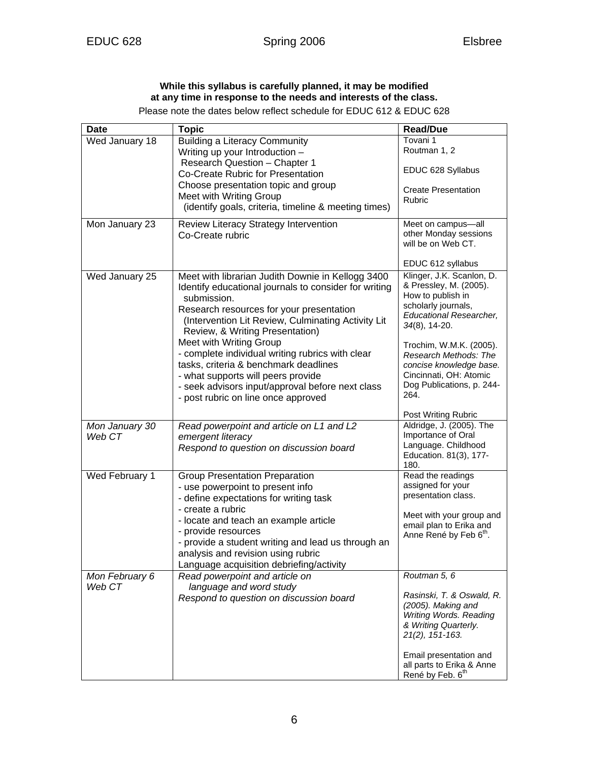**While this syllabus is carefully planned, it may be modified at any time in response to the needs and interests of the class.**

Please note the dates below reflect schedule for EDUC 612 & EDUC 628

| Date | Topic | Read/Due |
|---|---|---|
| Wed January 18 | Building a Literacy Community<br>Writing up your Introduction – Research Question – Chapter 1<br>Co-Create Rubric for Presentation<br>Choose presentation topic and group<br>Meet with Writing Group (identify goals, criteria, timeline & meeting times) | Tovani 1<br>Routman 1, 2<br><br>EDUC 628 Syllabus<br><br>Create Presentation Rubric |
| Mon January 23 | Review Literacy Strategy Intervention<br>Co-Create rubric | Meet on campus—all other Monday sessions will be on Web CT.<br><br>EDUC 612 syllabus |
| Wed January 25 | Meet with librarian Judith Downie in Kellogg 3400<br>Identify educational journals to consider for writing submission.<br>Research resources for your presentation (Intervention Lit Review, Culminating Activity Lit Review, & Writing Presentation)<br>Meet with Writing Group<br>- complete individual writing rubrics with clear tasks, criteria & benchmark deadlines<br>- what supports will peers provide<br>- seek advisors input/approval before next class<br>- post rubric on line once approved | Klinger, J.K. Scanlon, D. & Pressley, M. (2005). How to publish in scholarly journals, *Educational Researcher, 34*(8), 14-20.<br><br>Trochim, W.M.K. (2005). *Research Methods: The concise knowledge base.* Cincinnati, OH: Atomic Dog Publications, p. 244-264.<br><br>Post Writing Rubric |
| *Mon January 30 Web CT* | *Read powerpoint and article on L1 and L2 emergent literacy*<br>*Respond to question on discussion board* | Aldridge, J. (2005). The Importance of Oral Language. Childhood Education. 81(3), 177-180. |
| Wed February 1 | Group Presentation Preparation<br>- use powerpoint to present info<br>- define expectations for writing task<br>- create a rubric<br>- locate and teach an example article<br>- provide resources<br>- provide a student writing and lead us through an analysis and revision using rubric<br>Language acquisition debriefing/activity | Read the readings assigned for your presentation class.<br><br>Meet with your group and email plan to Erika and Anne René by Feb 6th. |
| *Mon February 6 Web CT* | *Read powerpoint and article on language and word study*<br>*Respond to question on discussion board* | *Routman 5, 6*<br><br>*Rasinski, T. & Oswald, R. (2005). Making and Writing Words. Reading & Writing Quarterly. 21(2), 151-163.*<br><br>Email presentation and all parts to Erika & Anne René by Feb. 6th |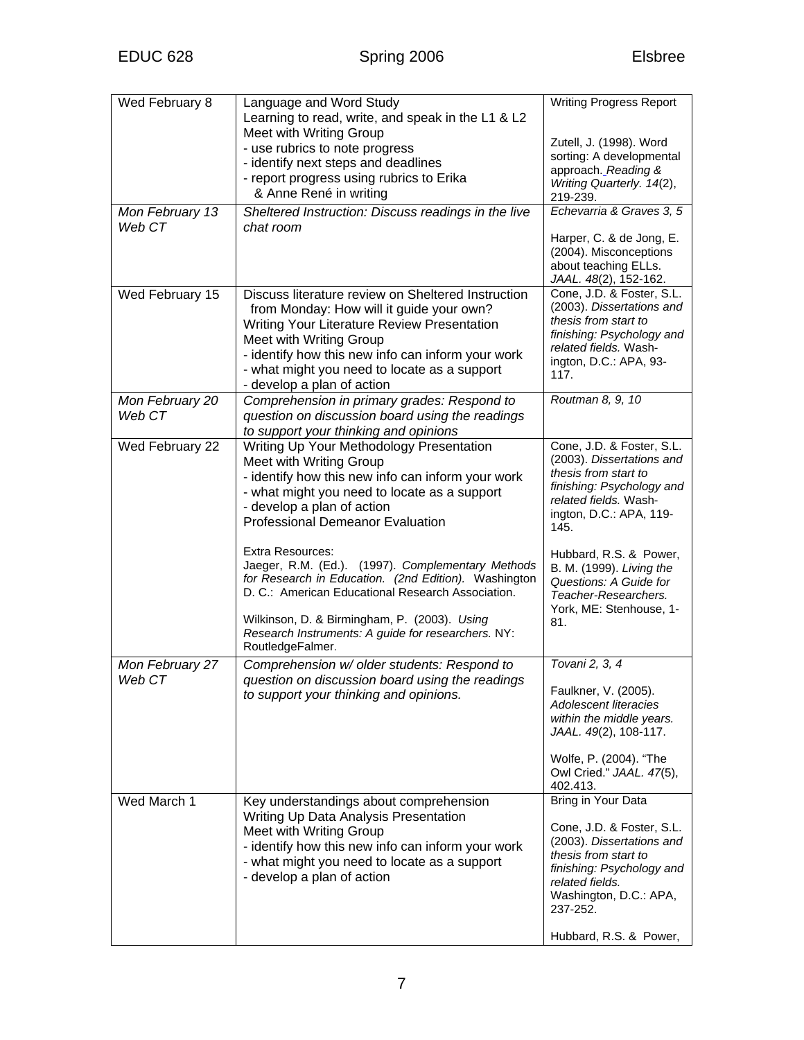| | | |
|---|---|---|
| Wed February 8 | Language and Word Study<br>Learning to read, write, and speak in the L1 & L2<br>Meet with Writing Group<br>- use rubrics to note progress<br>- identify next steps and deadlines<br>- report progress using rubrics to Erika & Anne René in writing | Writing Progress Report<br><br>Zutell, J. (1998). Word sorting: A developmental approach. *Reading & Writing Quarterly. 14*(2), 219-239. |
| *Mon February 13 Web CT* | *Sheltered Instruction: Discuss readings in the live chat room* | *Echevarria & Graves 3, 5*<br><br>Harper, C. & de Jong, E. (2004). Misconceptions about teaching ELLs. *JAAL. 48*(2), 152-162. |
| Wed February 15 | Discuss literature review on Sheltered Instruction from Monday: How will it guide your own?<br>Writing Your Literature Review Presentation<br>Meet with Writing Group<br>- identify how this new info can inform your work<br>- what might you need to locate as a support<br>- develop a plan of action | Cone, J.D. & Foster, S.L. (2003). *Dissertations and thesis from start to finishing: Psychology and related fields.* Washington, D.C.: APA, 93-117. |
| *Mon February 20 Web CT* | *Comprehension in primary grades: Respond to question on discussion board using the readings to support your thinking and opinions* | *Routman 8, 9, 10* |
| Wed February 22 | Writing Up Your Methodology Presentation<br>Meet with Writing Group<br>- identify how this new info can inform your work<br>- what might you need to locate as a support<br>- develop a plan of action<br>Professional Demeanor Evaluation<br><br>Extra Resources:<br>Jaeger, R.M. (Ed.). (1997). *Complementary Methods for Research in Education. (2nd Edition).* Washington D. C.: American Educational Research Association.<br><br>Wilkinson, D. & Birmingham, P. (2003). *Using Research Instruments: A guide for researchers.* NY: RoutledgeFalmer. | Cone, J.D. & Foster, S.L. (2003). *Dissertations and thesis from start to finishing: Psychology and related fields.* Washington, D.C.: APA, 119-145.<br><br>Hubbard, R.S. & Power, B. M. (1999). *Living the Questions: A Guide for Teacher-Researchers.* York, ME: Stenhouse, 1-81. |
| *Mon February 27 Web CT* | *Comprehension w/ older students: Respond to question on discussion board using the readings to support your thinking and opinions.* | *Tovani 2, 3, 4*<br><br>Faulkner, V. (2005). *Adolescent literacies within the middle years. JAAL. 49*(2), 108-117.<br><br>Wolfe, P. (2004). "The Owl Cried." *JAAL. 47*(5), 402.413. |
| Wed March 1 | Key understandings about comprehension<br>Writing Up Data Analysis Presentation<br>Meet with Writing Group<br>- identify how this new info can inform your work<br>- what might you need to locate as a support<br>- develop a plan of action | Bring in Your Data<br><br>Cone, J.D. & Foster, S.L. (2003). *Dissertations and thesis from start to finishing: Psychology and related fields.* Washington, D.C.: APA, 237-252.<br><br>Hubbard, R.S. & Power, |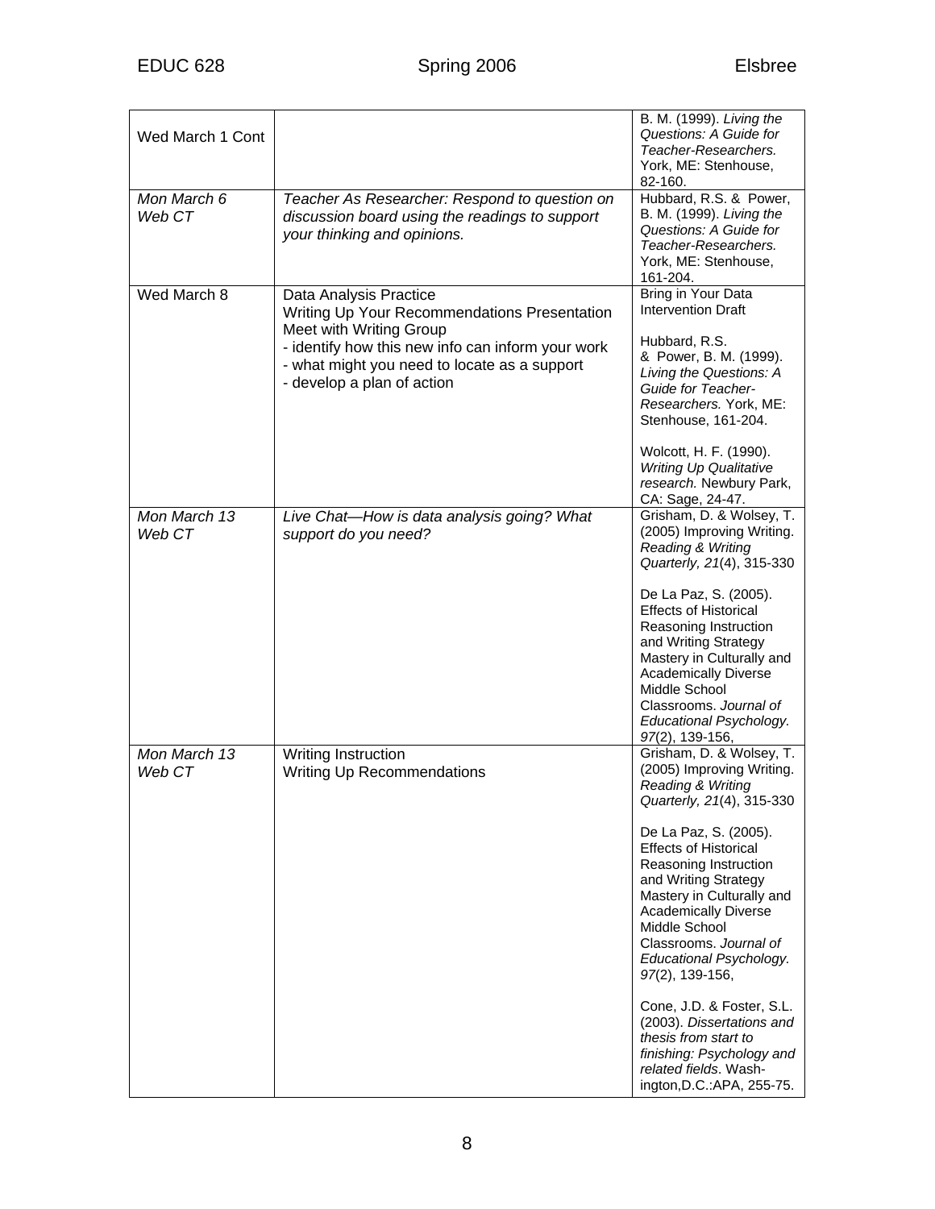| | | |
|---|---|---|
| Wed March 1 Cont | | B. M. (1999). *Living the Questions: A Guide for Teacher-Researchers.* York, ME: Stenhouse, 82-160. |
| *Mon March 6*<br>*Web CT* | *Teacher As Researcher: Respond to question on discussion board using the readings to support your thinking and opinions.* | Hubbard, R.S. & Power, B. M. (1999). *Living the Questions: A Guide for Teacher-Researchers.* York, ME: Stenhouse, 161-204. |
| Wed March 8 | Data Analysis Practice<br>Writing Up Your Recommendations Presentation<br>Meet with Writing Group<br>- identify how this new info can inform your work<br>- what might you need to locate as a support<br>- develop a plan of action | Bring in Your Data Intervention Draft<br><br>Hubbard, R.S. & Power, B. M. (1999). *Living the Questions: A Guide for Teacher-Researchers.* York, ME: Stenhouse, 161-204.<br><br>Wolcott, H. F. (1990). *Writing Up Qualitative research.* Newbury Park, CA: Sage, 24-47. |
| *Mon March 13*<br>*Web CT* | *Live Chat—How is data analysis going? What support do you need?* | Grisham, D. & Wolsey, T. (2005) Improving Writing. *Reading & Writing Quarterly, 21*(4), 315-330<br><br>De La Paz, S. (2005). Effects of Historical Reasoning Instruction and Writing Strategy Mastery in Culturally and Academically Diverse Middle School Classrooms. *Journal of Educational Psychology. 97*(2), 139-156, |
| *Mon March 13*<br>*Web CT* | Writing Instruction<br>Writing Up Recommendations | Grisham, D. & Wolsey, T. (2005) Improving Writing. *Reading & Writing Quarterly, 21*(4), 315-330<br><br>De La Paz, S. (2005). Effects of Historical Reasoning Instruction and Writing Strategy Mastery in Culturally and Academically Diverse Middle School Classrooms. *Journal of Educational Psychology. 97*(2), 139-156,<br><br>Cone, J.D. & Foster, S.L. (2003). *Dissertations and thesis from start to finishing: Psychology and related fields*. Wash-ington,D.C.:APA, 255-75. |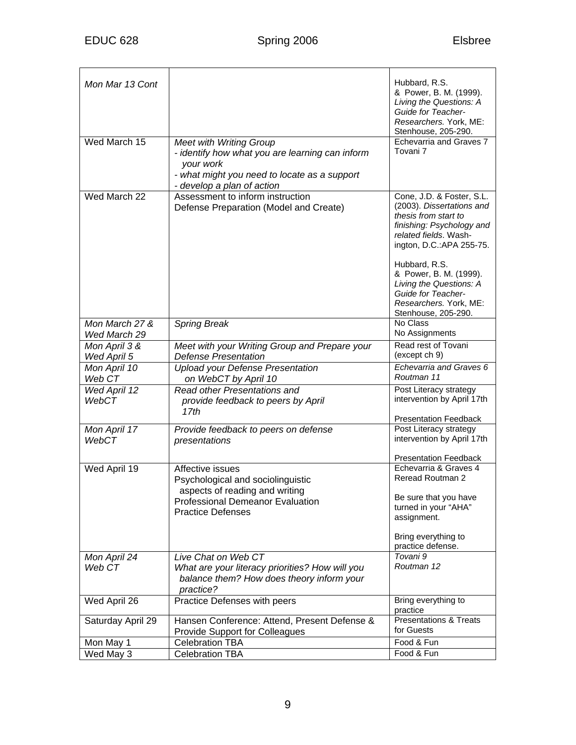| | | |
|---|---|---|
| *Mon Mar 13 Cont* | | Hubbard, R.S. & Power, B. M. (1999). *Living the Questions: A Guide for Teacher-Researchers.* York, ME: Stenhouse, 205-290. |
| Wed March 15 | *Meet with Writing Group*<br>*- identify how what you are learning can inform your work*<br>*- what might you need to locate as a support*<br>*- develop a plan of action* | Echevarria and Graves 7<br>Tovani 7 |
| Wed March 22 | Assessment to inform instruction<br>Defense Preparation (Model and Create) | Cone, J.D. & Foster, S.L. (2003). *Dissertations and thesis from start to finishing: Psychology and related fields*. Washington, D.C.:APA 255-75.<br><br>Hubbard, R.S. & Power, B. M. (1999). *Living the Questions: A Guide for Teacher-Researchers.* York, ME: Stenhouse, 205-290. |
| *Mon March 27 & Wed March 29* | *Spring Break* | No Class<br>No Assignments |
| *Mon April 3 & Wed April 5* | *Meet with your Writing Group and Prepare your Defense Presentation* | Read rest of Tovani (except ch 9) |
| *Mon April 10 Web CT* | *Upload your Defense Presentation on WebCT by April 10* | *Echevarria and Graves 6*<br>*Routman 11* |
| *Wed April 12 WebCT* | *Read other Presentations and provide feedback to peers by April 17th* | Post Literacy strategy intervention by April 17th<br><br>Presentation Feedback |
| *Mon April 17 WebCT* | *Provide feedback to peers on defense presentations* | Post Literacy strategy intervention by April 17th<br><br>Presentation Feedback |
| Wed April 19 | Affective issues<br>Psychological and sociolinguistic aspects of reading and writing<br>Professional Demeanor Evaluation<br>Practice Defenses | Echevarria & Graves 4<br>Reread Routman 2<br><br>Be sure that you have turned in your "AHA" assignment.<br><br>Bring everything to practice defense. |
| *Mon April 24 Web CT* | *Live Chat on Web CT*<br>*What are your literacy priorities? How will you balance them? How does theory inform your practice?* | *Tovani 9*<br>*Routman 12* |
| Wed April 26 | Practice Defenses with peers | Bring everything to practice |
| Saturday April 29 | Hansen Conference: Attend, Present Defense & Provide Support for Colleagues | Presentations & Treats for Guests |
| Mon May 1 | Celebration TBA | Food & Fun |
| Wed May 3 | Celebration TBA | Food & Fun |